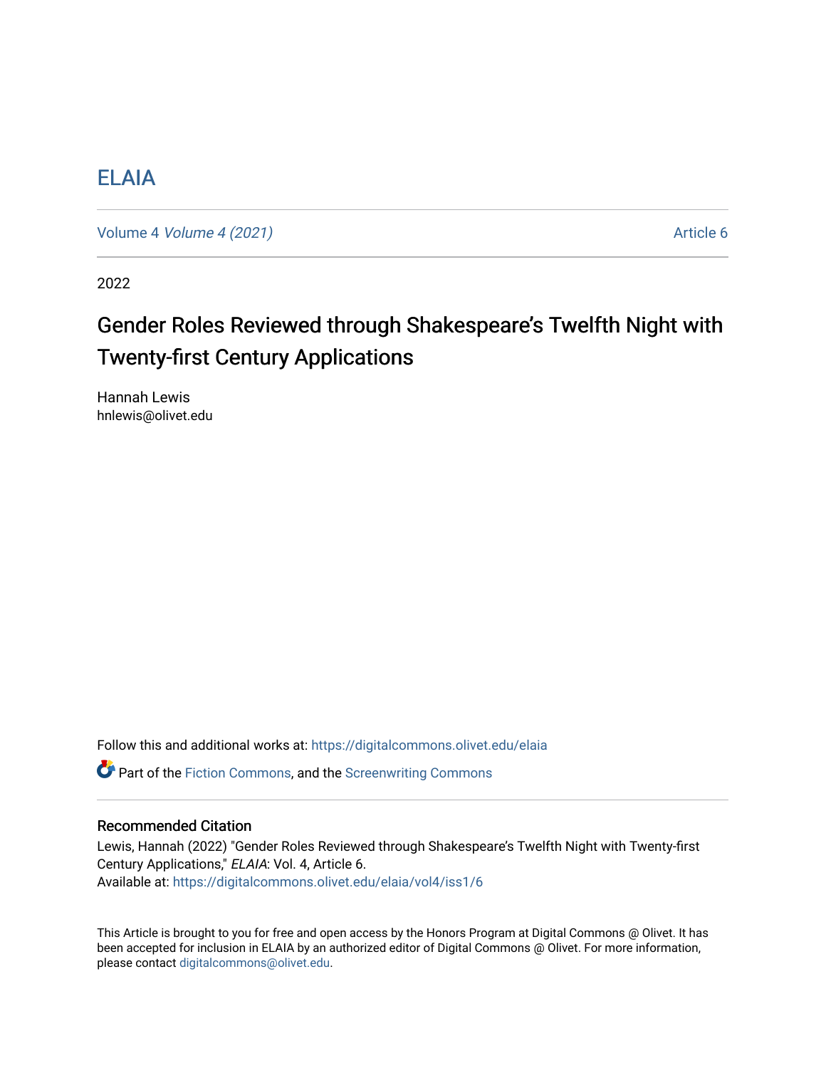# ELAIA

Volume 4 *Volume 4 (2021)* Article 6

2022

## Gender Roles Reviewed through Shakespeare's Twelfth Night with Twenty-first Century Applications

Hannah Lewis
hnlewis@olivet.edu

Follow this and additional works at: https://digitalcommons.olivet.edu/elaia

Part of the Fiction Commons, and the Screenwriting Commons

### Recommended Citation

Lewis, Hannah (2022) "Gender Roles Reviewed through Shakespeare's Twelfth Night with Twenty-first Century Applications," *ELAIA*: Vol. 4, Article 6.
Available at: https://digitalcommons.olivet.edu/elaia/vol4/iss1/6

This Article is brought to you for free and open access by the Honors Program at Digital Commons @ Olivet. It has been accepted for inclusion in ELAIA by an authorized editor of Digital Commons @ Olivet. For more information, please contact digitalcommons@olivet.edu.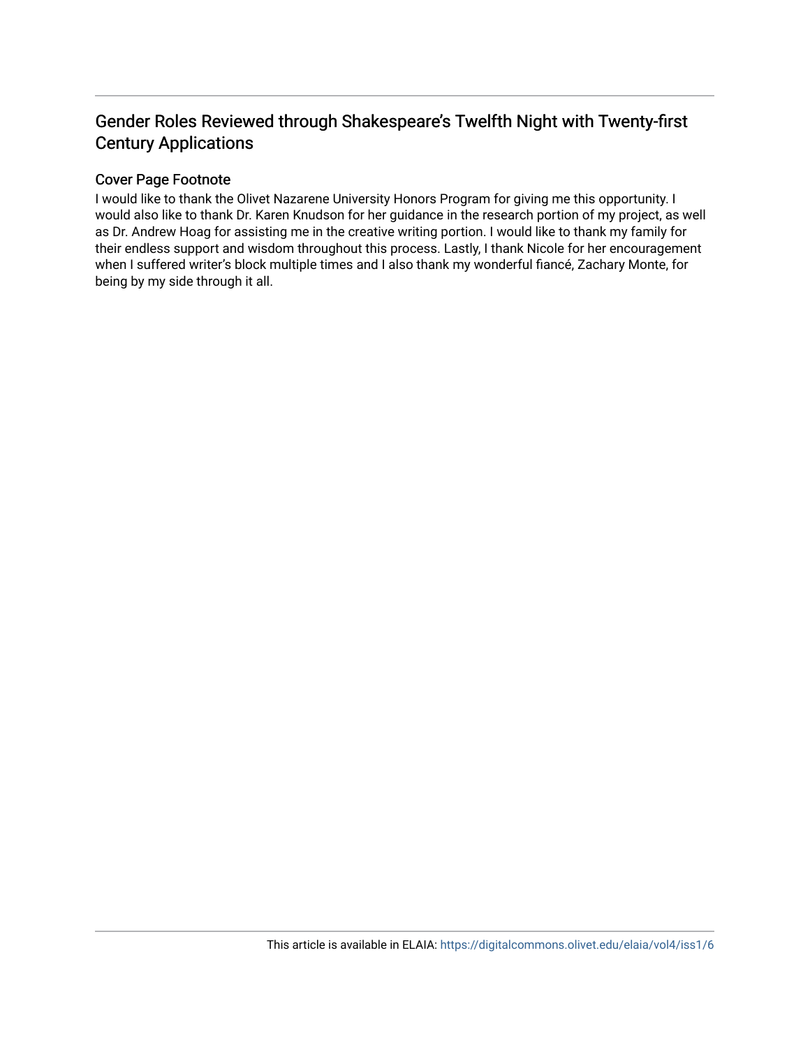# Gender Roles Reviewed through Shakespeare's Twelfth Night with Twenty-first Century Applications

## Cover Page Footnote

I would like to thank the Olivet Nazarene University Honors Program for giving me this opportunity. I would also like to thank Dr. Karen Knudson for her guidance in the research portion of my project, as well as Dr. Andrew Hoag for assisting me in the creative writing portion. I would like to thank my family for their endless support and wisdom throughout this process. Lastly, I thank Nicole for her encouragement when I suffered writer's block multiple times and I also thank my wonderful fiancé, Zachary Monte, for being by my side through it all.

This article is available in ELAIA: https://digitalcommons.olivet.edu/elaia/vol4/iss1/6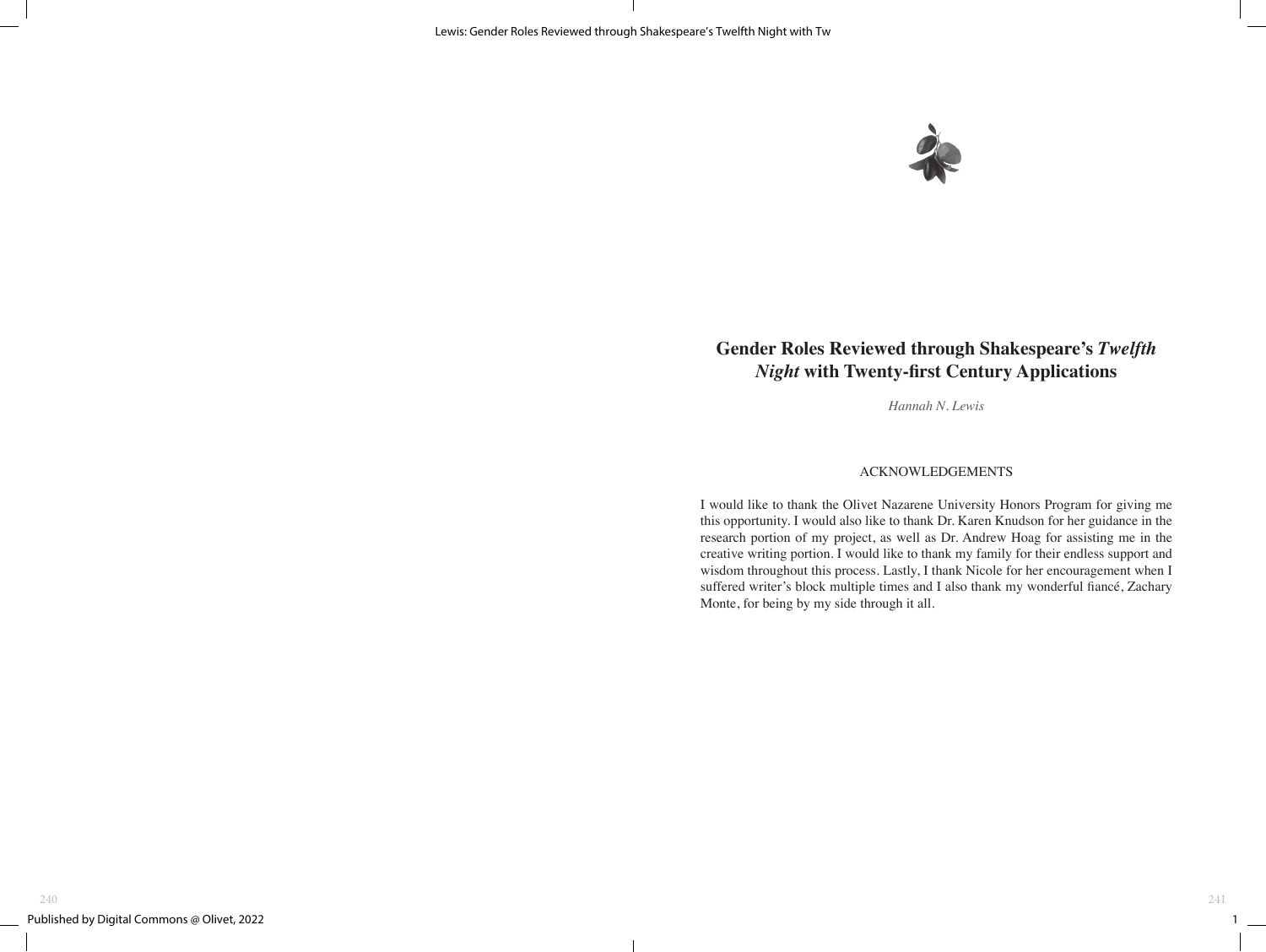# Gender Roles Reviewed through Shakespeare's *Twelfth Night* with Twenty-first Century Applications

*Hannah N. Lewis*

## ACKNOWLEDGEMENTS

I would like to thank the Olivet Nazarene University Honors Program for giving me this opportunity. I would also like to thank Dr. Karen Knudson for her guidance in the research portion of my project, as well as Dr. Andrew Hoag for assisting me in the creative writing portion. I would like to thank my family for their endless support and wisdom throughout this process. Lastly, I thank Nicole for her encouragement when I suffered writer's block multiple times and I also thank my wonderful fiancé, Zachary Monte, for being by my side through it all.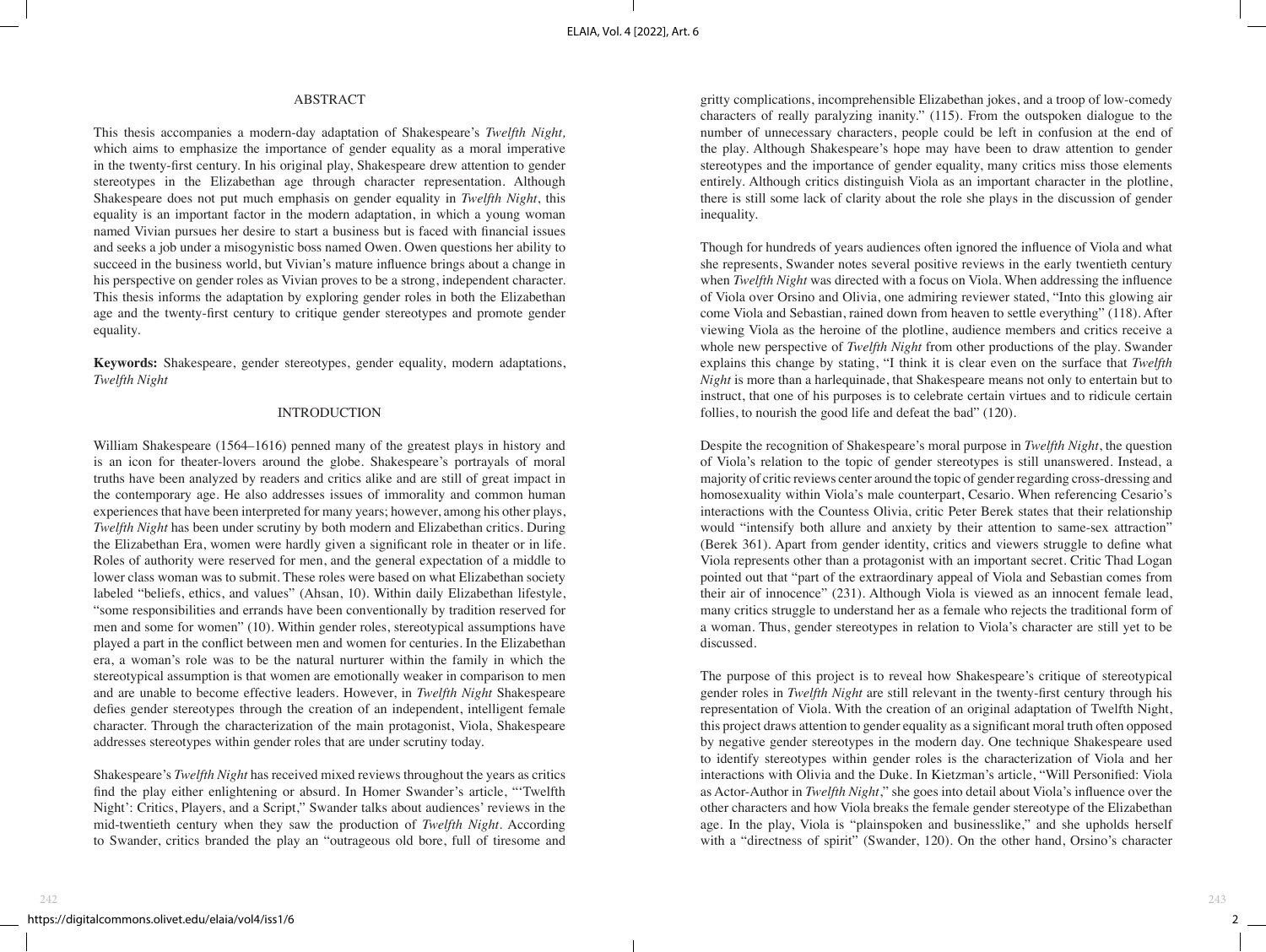## ABSTRACT

This thesis accompanies a modern-day adaptation of Shakespeare's *Twelfth Night,* which aims to emphasize the importance of gender equality as a moral imperative in the twenty-first century. In his original play, Shakespeare drew attention to gender stereotypes in the Elizabethan age through character representation. Although Shakespeare does not put much emphasis on gender equality in *Twelfth Night*, this equality is an important factor in the modern adaptation, in which a young woman named Vivian pursues her desire to start a business but is faced with financial issues and seeks a job under a misogynistic boss named Owen. Owen questions her ability to succeed in the business world, but Vivian's mature influence brings about a change in his perspective on gender roles as Vivian proves to be a strong, independent character. This thesis informs the adaptation by exploring gender roles in both the Elizabethan age and the twenty-first century to critique gender stereotypes and promote gender equality.

**Keywords:** Shakespeare, gender stereotypes, gender equality, modern adaptations, *Twelfth Night*

## INTRODUCTION

William Shakespeare (1564–1616) penned many of the greatest plays in history and is an icon for theater-lovers around the globe. Shakespeare's portrayals of moral truths have been analyzed by readers and critics alike and are still of great impact in the contemporary age. He also addresses issues of immorality and common human experiences that have been interpreted for many years; however, among his other plays, *Twelfth Night* has been under scrutiny by both modern and Elizabethan critics. During the Elizabethan Era, women were hardly given a significant role in theater or in life. Roles of authority were reserved for men, and the general expectation of a middle to lower class woman was to submit. These roles were based on what Elizabethan society labeled "beliefs, ethics, and values" (Ahsan, 10). Within daily Elizabethan lifestyle, "some responsibilities and errands have been conventionally by tradition reserved for men and some for women" (10). Within gender roles, stereotypical assumptions have played a part in the conflict between men and women for centuries. In the Elizabethan era, a woman's role was to be the natural nurturer within the family in which the stereotypical assumption is that women are emotionally weaker in comparison to men and are unable to become effective leaders. However, in *Twelfth Night* Shakespeare defies gender stereotypes through the creation of an independent, intelligent female character. Through the characterization of the main protagonist, Viola, Shakespeare addresses stereotypes within gender roles that are under scrutiny today.

Shakespeare's *Twelfth Night* has received mixed reviews throughout the years as critics find the play either enlightening or absurd. In Homer Swander's article, "'Twelfth Night': Critics, Players, and a Script," Swander talks about audiences' reviews in the mid-twentieth century when they saw the production of *Twelfth Night*. According to Swander, critics branded the play an "outrageous old bore, full of tiresome and gritty complications, incomprehensible Elizabethan jokes, and a troop of low-comedy characters of really paralyzing inanity." (115). From the outspoken dialogue to the number of unnecessary characters, people could be left in confusion at the end of the play. Although Shakespeare's hope may have been to draw attention to gender stereotypes and the importance of gender equality, many critics miss those elements entirely. Although critics distinguish Viola as an important character in the plotline, there is still some lack of clarity about the role she plays in the discussion of gender inequality.

Though for hundreds of years audiences often ignored the influence of Viola and what she represents, Swander notes several positive reviews in the early twentieth century when *Twelfth Night* was directed with a focus on Viola. When addressing the influence of Viola over Orsino and Olivia, one admiring reviewer stated, "Into this glowing air come Viola and Sebastian, rained down from heaven to settle everything" (118). After viewing Viola as the heroine of the plotline, audience members and critics receive a whole new perspective of *Twelfth Night* from other productions of the play. Swander explains this change by stating, "I think it is clear even on the surface that *Twelfth Night* is more than a harlequinade, that Shakespeare means not only to entertain but to instruct, that one of his purposes is to celebrate certain virtues and to ridicule certain follies, to nourish the good life and defeat the bad" (120).

Despite the recognition of Shakespeare's moral purpose in *Twelfth Night*, the question of Viola's relation to the topic of gender stereotypes is still unanswered. Instead, a majority of critic reviews center around the topic of gender regarding cross-dressing and homosexuality within Viola's male counterpart, Cesario. When referencing Cesario's interactions with the Countess Olivia, critic Peter Berek states that their relationship would "intensify both allure and anxiety by their attention to same-sex attraction" (Berek 361). Apart from gender identity, critics and viewers struggle to define what Viola represents other than a protagonist with an important secret. Critic Thad Logan pointed out that "part of the extraordinary appeal of Viola and Sebastian comes from their air of innocence" (231). Although Viola is viewed as an innocent female lead, many critics struggle to understand her as a female who rejects the traditional form of a woman. Thus, gender stereotypes in relation to Viola's character are still yet to be discussed.

The purpose of this project is to reveal how Shakespeare's critique of stereotypical gender roles in *Twelfth Night* are still relevant in the twenty-first century through his representation of Viola. With the creation of an original adaptation of Twelfth Night, this project draws attention to gender equality as a significant moral truth often opposed by negative gender stereotypes in the modern day. One technique Shakespeare used to identify stereotypes within gender roles is the characterization of Viola and her interactions with Olivia and the Duke. In Kietzman's article, "Will Personified: Viola as Actor-Author in *Twelfth Night*," she goes into detail about Viola's influence over the other characters and how Viola breaks the female gender stereotype of the Elizabethan age. In the play, Viola is "plainspoken and businesslike," and she upholds herself with a "directness of spirit" (Swander, 120). On the other hand, Orsino's character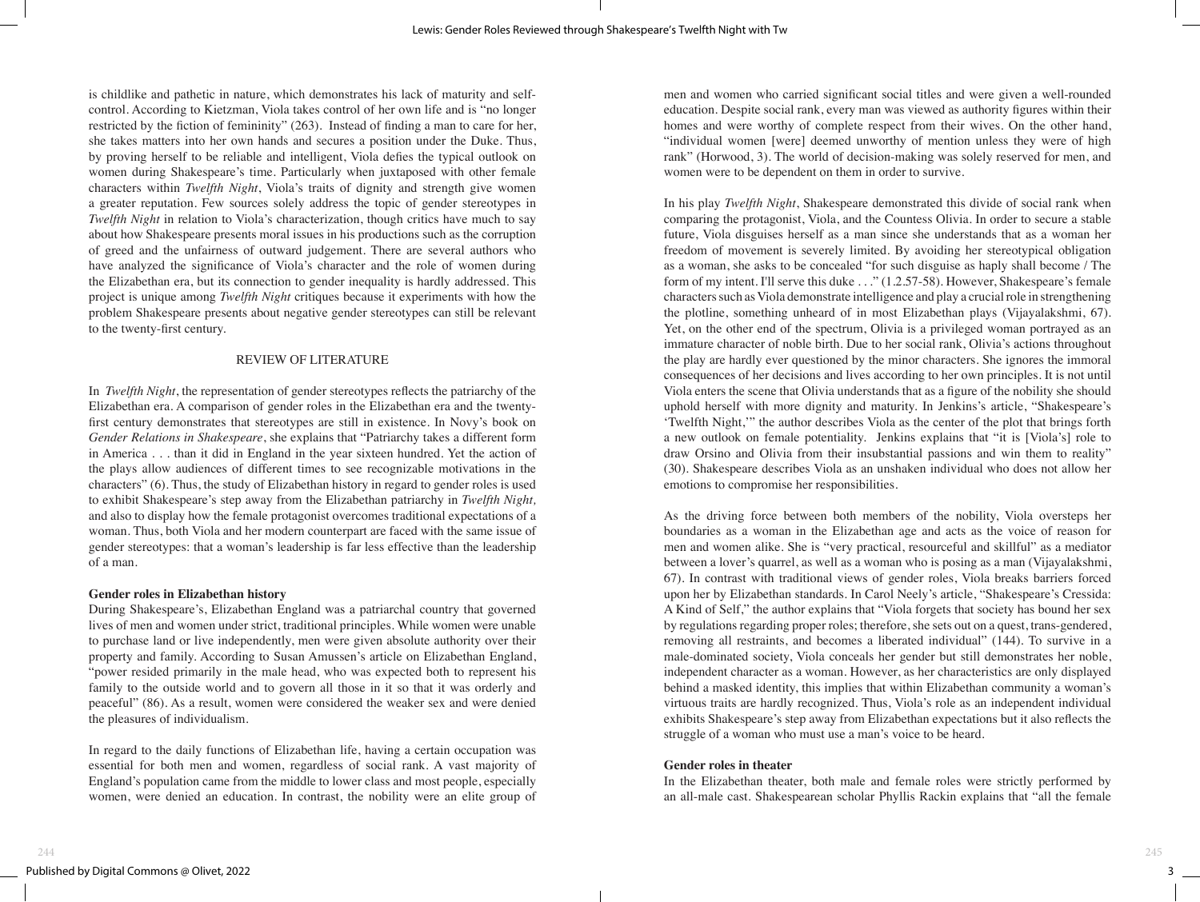is childlike and pathetic in nature, which demonstrates his lack of maturity and self-control. According to Kietzman, Viola takes control of her own life and is "no longer restricted by the fiction of femininity" (263). Instead of finding a man to care for her, she takes matters into her own hands and secures a position under the Duke. Thus, by proving herself to be reliable and intelligent, Viola defies the typical outlook on women during Shakespeare's time. Particularly when juxtaposed with other female characters within *Twelfth Night*, Viola's traits of dignity and strength give women a greater reputation. Few sources solely address the topic of gender stereotypes in *Twelfth Night* in relation to Viola's characterization, though critics have much to say about how Shakespeare presents moral issues in his productions such as the corruption of greed and the unfairness of outward judgement. There are several authors who have analyzed the significance of Viola's character and the role of women during the Elizabethan era, but its connection to gender inequality is hardly addressed. This project is unique among *Twelfth Night* critiques because it experiments with how the problem Shakespeare presents about negative gender stereotypes can still be relevant to the twenty-first century.

## REVIEW OF LITERATURE

In *Twelfth Night*, the representation of gender stereotypes reflects the patriarchy of the Elizabethan era. A comparison of gender roles in the Elizabethan era and the twenty-first century demonstrates that stereotypes are still in existence. In Novy's book on *Gender Relations in Shakespeare*, she explains that "Patriarchy takes a different form in America . . . than it did in England in the year sixteen hundred. Yet the action of the plays allow audiences of different times to see recognizable motivations in the characters" (6). Thus, the study of Elizabethan history in regard to gender roles is used to exhibit Shakespeare's step away from the Elizabethan patriarchy in *Twelfth Night,* and also to display how the female protagonist overcomes traditional expectations of a woman. Thus, both Viola and her modern counterpart are faced with the same issue of gender stereotypes: that a woman's leadership is far less effective than the leadership of a man.

### Gender roles in Elizabethan history

During Shakespeare's, Elizabethan England was a patriarchal country that governed lives of men and women under strict, traditional principles. While women were unable to purchase land or live independently, men were given absolute authority over their property and family. According to Susan Amussen's article on Elizabethan England, "power resided primarily in the male head, who was expected both to represent his family to the outside world and to govern all those in it so that it was orderly and peaceful" (86). As a result, women were considered the weaker sex and were denied the pleasures of individualism.

In regard to the daily functions of Elizabethan life, having a certain occupation was essential for both men and women, regardless of social rank. A vast majority of England's population came from the middle to lower class and most people, especially women, were denied an education. In contrast, the nobility were an elite group of men and women who carried significant social titles and were given a well-rounded education. Despite social rank, every man was viewed as authority figures within their homes and were worthy of complete respect from their wives. On the other hand, "individual women [were] deemed unworthy of mention unless they were of high rank" (Horwood, 3). The world of decision-making was solely reserved for men, and women were to be dependent on them in order to survive.

In his play *Twelfth Night*, Shakespeare demonstrated this divide of social rank when comparing the protagonist, Viola, and the Countess Olivia. In order to secure a stable future, Viola disguises herself as a man since she understands that as a woman her freedom of movement is severely limited. By avoiding her stereotypical obligation as a woman, she asks to be concealed "for such disguise as haply shall become / The form of my intent. I'll serve this duke . . ." (1.2.57-58). However, Shakespeare's female characters such as Viola demonstrate intelligence and play a crucial role in strengthening the plotline, something unheard of in most Elizabethan plays (Vijayalakshmi, 67). Yet, on the other end of the spectrum, Olivia is a privileged woman portrayed as an immature character of noble birth. Due to her social rank, Olivia's actions throughout the play are hardly ever questioned by the minor characters. She ignores the immoral consequences of her decisions and lives according to her own principles. It is not until Viola enters the scene that Olivia understands that as a figure of the nobility she should uphold herself with more dignity and maturity. In Jenkins's article, "Shakespeare's 'Twelfth Night,'" the author describes Viola as the center of the plot that brings forth a new outlook on female potentiality. Jenkins explains that "it is [Viola's] role to draw Orsino and Olivia from their insubstantial passions and win them to reality" (30). Shakespeare describes Viola as an unshaken individual who does not allow her emotions to compromise her responsibilities.

As the driving force between both members of the nobility, Viola oversteps her boundaries as a woman in the Elizabethan age and acts as the voice of reason for men and women alike. She is "very practical, resourceful and skillful" as a mediator between a lover's quarrel, as well as a woman who is posing as a man (Vijayalakshmi, 67). In contrast with traditional views of gender roles, Viola breaks barriers forced upon her by Elizabethan standards. In Carol Neely's article, "Shakespeare's Cressida: A Kind of Self," the author explains that "Viola forgets that society has bound her sex by regulations regarding proper roles; therefore, she sets out on a quest, trans-gendered, removing all restraints, and becomes a liberated individual" (144). To survive in a male-dominated society, Viola conceals her gender but still demonstrates her noble, independent character as a woman. However, as her characteristics are only displayed behind a masked identity, this implies that within Elizabethan community a woman's virtuous traits are hardly recognized. Thus, Viola's role as an independent individual exhibits Shakespeare's step away from Elizabethan expectations but it also reflects the struggle of a woman who must use a man's voice to be heard.

### Gender roles in theater

In the Elizabethan theater, both male and female roles were strictly performed by an all-male cast. Shakespearean scholar Phyllis Rackin explains that "all the female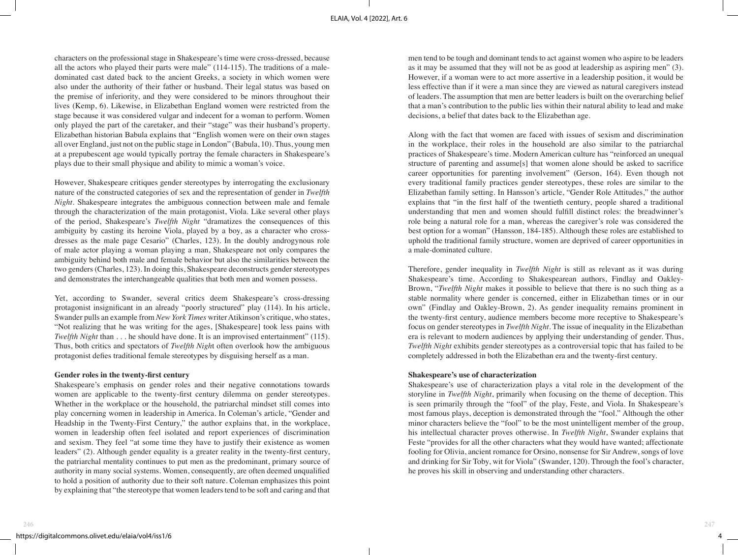characters on the professional stage in Shakespeare's time were cross-dressed, because all the actors who played their parts were male" (114-115). The traditions of a male-dominated cast dated back to the ancient Greeks, a society in which women were also under the authority of their father or husband. Their legal status was based on the premise of inferiority, and they were considered to be minors throughout their lives (Kemp, 6). Likewise, in Elizabethan England women were restricted from the stage because it was considered vulgar and indecent for a woman to perform. Women only played the part of the caretaker, and their "stage" was their husband's property. Elizabethan historian Babula explains that "English women were on their own stages all over England, just not on the public stage in London" (Babula, 10). Thus, young men at a prepubescent age would typically portray the female characters in Shakespeare's plays due to their small physique and ability to mimic a woman's voice.

However, Shakespeare critiques gender stereotypes by interrogating the exclusionary nature of the constructed categories of sex and the representation of gender in *Twelfth Night*. Shakespeare integrates the ambiguous connection between male and female through the characterization of the main protagonist, Viola. Like several other plays of the period, Shakespeare's *Twelfth Night* "dramatizes the consequences of this ambiguity by casting its heroine Viola, played by a boy, as a character who cross-dresses as the male page Cesario" (Charles, 123). In the doubly androgynous role of male actor playing a woman playing a man, Shakespeare not only compares the ambiguity behind both male and female behavior but also the similarities between the two genders (Charles, 123). In doing this, Shakespeare deconstructs gender stereotypes and demonstrates the interchangeable qualities that both men and women possess.

Yet, according to Swander, several critics deem Shakespeare's cross-dressing protagonist insignificant in an already "poorly structured" play (114). In his article, Swander pulls an example from *New York Times* writer Atikinson's critique, who states, "Not realizing that he was writing for the ages, [Shakespeare] took less pains with *Twelfth Night* than . . . he should have done. It is an improvised entertainment" (115). Thus, both critics and spectators of *Twelfth Night* often overlook how the ambiguous protagonist defies traditional female stereotypes by disguising herself as a man.

**Gender roles in the twenty-first century**

Shakespeare's emphasis on gender roles and their negative connotations towards women are applicable to the twenty-first century dilemma on gender stereotypes. Whether in the workplace or the household, the patriarchal mindset still comes into play concerning women in leadership in America. In Coleman's article, "Gender and Headship in the Twenty-First Century," the author explains that, in the workplace, women in leadership often feel isolated and report experiences of discrimination and sexism. They feel "at some time they have to justify their existence as women leaders" (2). Although gender equality is a greater reality in the twenty-first century, the patriarchal mentality continues to put men as the predominant, primary source of authority in many social systems. Women, consequently, are often deemed unqualified to hold a position of authority due to their soft nature. Coleman emphasizes this point by explaining that "the stereotype that women leaders tend to be soft and caring and that men tend to be tough and dominant tends to act against women who aspire to be leaders as it may be assumed that they will not be as good at leadership as aspiring men" (3). However, if a woman were to act more assertive in a leadership position, it would be less effective than if it were a man since they are viewed as natural caregivers instead of leaders. The assumption that men are better leaders is built on the overarching belief that a man's contribution to the public lies within their natural ability to lead and make decisions, a belief that dates back to the Elizabethan age.

Along with the fact that women are faced with issues of sexism and discrimination in the workplace, their roles in the household are also similar to the patriarchal practices of Shakespeare's time. Modern American culture has "reinforced an unequal structure of parenting and assume[s] that women alone should be asked to sacrifice career opportunities for parenting involvement" (Gerson, 164). Even though not every traditional family practices gender stereotypes, these roles are similar to the Elizabethan family setting. In Hansson's article, "Gender Role Attitudes," the author explains that "in the first half of the twentieth century, people shared a traditional understanding that men and women should fulfill distinct roles: the breadwinner's role being a natural role for a man, whereas the caregiver's role was considered the best option for a woman" (Hansson, 184-185). Although these roles are established to uphold the traditional family structure, women are deprived of career opportunities in a male-dominated culture.

Therefore, gender inequality in *Twelfth Night* is still as relevant as it was during Shakespeare's time. According to Shakespearean authors, Findlay and Oakley-Brown, "*Twelfth Night* makes it possible to believe that there is no such thing as a stable normality where gender is concerned, either in Elizabethan times or in our own" (Findlay and Oakley-Brown, 2). As gender inequality remains prominent in the twenty-first century, audience members become more receptive to Shakespeare's focus on gender stereotypes in *Twelfth Night*. The issue of inequality in the Elizabethan era is relevant to modern audiences by applying their understanding of gender. Thus, *Twelfth Night* exhibits gender stereotypes as a controversial topic that has failed to be completely addressed in both the Elizabethan era and the twenty-first century.

**Shakespeare's use of characterization**

Shakespeare's use of characterization plays a vital role in the development of the storyline in *Twelfth Night*, primarily when focusing on the theme of deception. This is seen primarily through the "fool" of the play, Feste, and Viola. In Shakespeare's most famous plays, deception is demonstrated through the "fool." Although the other minor characters believe the "fool" to be the most unintelligent member of the group, his intellectual character proves otherwise. In *Twelfth Night*, Swander explains that Feste "provides for all the other characters what they would have wanted; affectionate fooling for Olivia, ancient romance for Orsino, nonsense for Sir Andrew, songs of love and drinking for Sir Toby, wit for Viola" (Swander, 120). Through the fool's character, he proves his skill in observing and understanding other characters.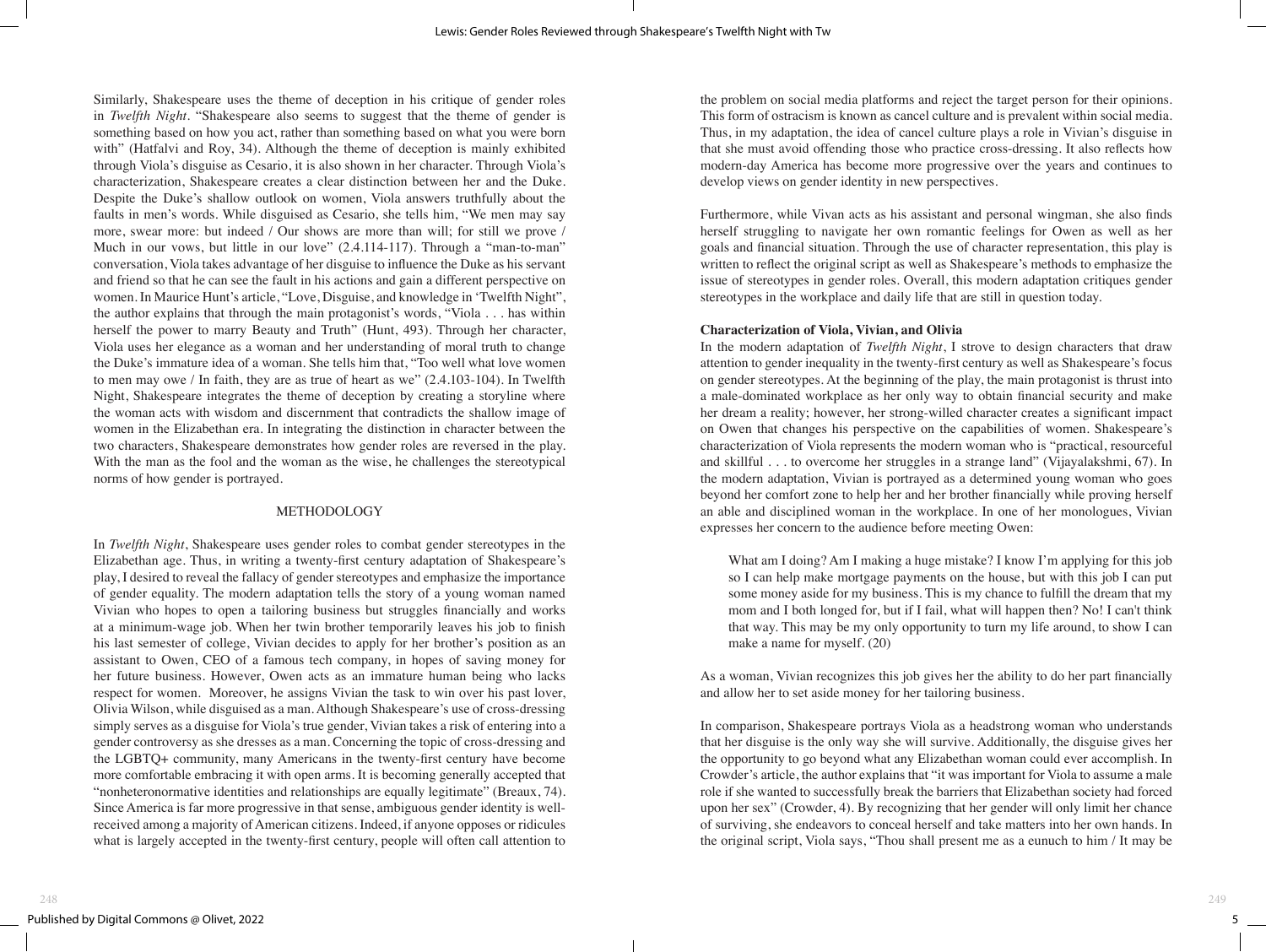Similarly, Shakespeare uses the theme of deception in his critique of gender roles in *Twelfth Night*. "Shakespeare also seems to suggest that the theme of gender is something based on how you act, rather than something based on what you were born with" (Hatfalvi and Roy, 34). Although the theme of deception is mainly exhibited through Viola's disguise as Cesario, it is also shown in her character. Through Viola's characterization, Shakespeare creates a clear distinction between her and the Duke. Despite the Duke's shallow outlook on women, Viola answers truthfully about the faults in men's words. While disguised as Cesario, she tells him, "We men may say more, swear more: but indeed / Our shows are more than will; for still we prove / Much in our vows, but little in our love" (2.4.114-117). Through a "man-to-man" conversation, Viola takes advantage of her disguise to influence the Duke as his servant and friend so that he can see the fault in his actions and gain a different perspective on women. In Maurice Hunt's article, "Love, Disguise, and knowledge in 'Twelfth Night'", the author explains that through the main protagonist's words, "Viola . . . has within herself the power to marry Beauty and Truth" (Hunt, 493). Through her character, Viola uses her elegance as a woman and her understanding of moral truth to change the Duke's immature idea of a woman. She tells him that, "Too well what love women to men may owe / In faith, they are as true of heart as we" (2.4.103-104). In Twelfth Night, Shakespeare integrates the theme of deception by creating a storyline where the woman acts with wisdom and discernment that contradicts the shallow image of women in the Elizabethan era. In integrating the distinction in character between the two characters, Shakespeare demonstrates how gender roles are reversed in the play. With the man as the fool and the woman as the wise, he challenges the stereotypical norms of how gender is portrayed.

## METHODOLOGY

In *Twelfth Night*, Shakespeare uses gender roles to combat gender stereotypes in the Elizabethan age. Thus, in writing a twenty-first century adaptation of Shakespeare's play, I desired to reveal the fallacy of gender stereotypes and emphasize the importance of gender equality. The modern adaptation tells the story of a young woman named Vivian who hopes to open a tailoring business but struggles financially and works at a minimum-wage job. When her twin brother temporarily leaves his job to finish his last semester of college, Vivian decides to apply for her brother's position as an assistant to Owen, CEO of a famous tech company, in hopes of saving money for her future business. However, Owen acts as an immature human being who lacks respect for women. Moreover, he assigns Vivian the task to win over his past lover, Olivia Wilson, while disguised as a man. Although Shakespeare's use of cross-dressing simply serves as a disguise for Viola's true gender, Vivian takes a risk of entering into a gender controversy as she dresses as a man. Concerning the topic of cross-dressing and the LGBTQ+ community, many Americans in the twenty-first century have become more comfortable embracing it with open arms. It is becoming generally accepted that "nonheteronormative identities and relationships are equally legitimate" (Breaux, 74). Since America is far more progressive in that sense, ambiguous gender identity is well-received among a majority of American citizens. Indeed, if anyone opposes or ridicules what is largely accepted in the twenty-first century, people will often call attention to the problem on social media platforms and reject the target person for their opinions. This form of ostracism is known as cancel culture and is prevalent within social media. Thus, in my adaptation, the idea of cancel culture plays a role in Vivian's disguise in that she must avoid offending those who practice cross-dressing. It also reflects how modern-day America has become more progressive over the years and continues to develop views on gender identity in new perspectives.

Furthermore, while Vivan acts as his assistant and personal wingman, she also finds herself struggling to navigate her own romantic feelings for Owen as well as her goals and financial situation. Through the use of character representation, this play is written to reflect the original script as well as Shakespeare's methods to emphasize the issue of stereotypes in gender roles. Overall, this modern adaptation critiques gender stereotypes in the workplace and daily life that are still in question today.

**Characterization of Viola, Vivian, and Olivia**

In the modern adaptation of *Twelfth Night*, I strove to design characters that draw attention to gender inequality in the twenty-first century as well as Shakespeare's focus on gender stereotypes. At the beginning of the play, the main protagonist is thrust into a male-dominated workplace as her only way to obtain financial security and make her dream a reality; however, her strong-willed character creates a significant impact on Owen that changes his perspective on the capabilities of women. Shakespeare's characterization of Viola represents the modern woman who is "practical, resourceful and skillful . . . to overcome her struggles in a strange land" (Vijayalakshmi, 67). In the modern adaptation, Vivian is portrayed as a determined young woman who goes beyond her comfort zone to help her and her brother financially while proving herself an able and disciplined woman in the workplace. In one of her monologues, Vivian expresses her concern to the audience before meeting Owen:

> What am I doing? Am I making a huge mistake? I know I'm applying for this job so I can help make mortgage payments on the house, but with this job I can put some money aside for my business. This is my chance to fulfill the dream that my mom and I both longed for, but if I fail, what will happen then? No! I can't think that way. This may be my only opportunity to turn my life around, to show I can make a name for myself. (20)

As a woman, Vivian recognizes this job gives her the ability to do her part financially and allow her to set aside money for her tailoring business.

In comparison, Shakespeare portrays Viola as a headstrong woman who understands that her disguise is the only way she will survive. Additionally, the disguise gives her the opportunity to go beyond what any Elizabethan woman could ever accomplish. In Crowder's article, the author explains that "it was important for Viola to assume a male role if she wanted to successfully break the barriers that Elizabethan society had forced upon her sex" (Crowder, 4). By recognizing that her gender will only limit her chance of surviving, she endeavors to conceal herself and take matters into her own hands. In the original script, Viola says, "Thou shall present me as a eunuch to him / It may be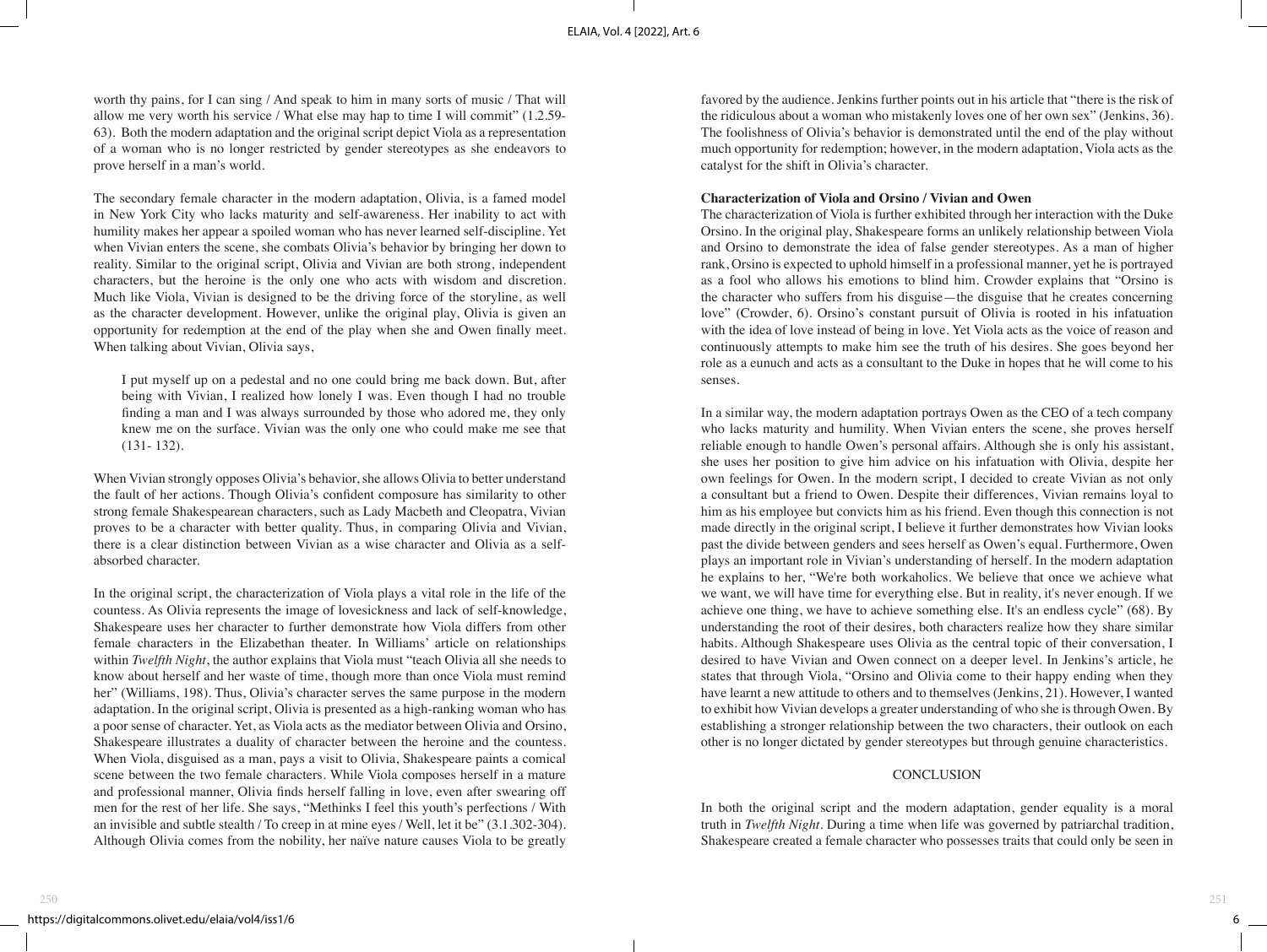worth thy pains, for I can sing / And speak to him in many sorts of music / That will allow me very worth his service / What else may hap to time I will commit" (1.2.59-63). Both the modern adaptation and the original script depict Viola as a representation of a woman who is no longer restricted by gender stereotypes as she endeavors to prove herself in a man's world.

The secondary female character in the modern adaptation, Olivia, is a famed model in New York City who lacks maturity and self-awareness. Her inability to act with humility makes her appear a spoiled woman who has never learned self-discipline. Yet when Vivian enters the scene, she combats Olivia's behavior by bringing her down to reality. Similar to the original script, Olivia and Vivian are both strong, independent characters, but the heroine is the only one who acts with wisdom and discretion. Much like Viola, Vivian is designed to be the driving force of the storyline, as well as the character development. However, unlike the original play, Olivia is given an opportunity for redemption at the end of the play when she and Owen finally meet. When talking about Vivian, Olivia says,

> I put myself up on a pedestal and no one could bring me back down. But, after being with Vivian, I realized how lonely I was. Even though I had no trouble finding a man and I was always surrounded by those who adored me, they only knew me on the surface. Vivian was the only one who could make me see that (131- 132).

When Vivian strongly opposes Olivia's behavior, she allows Olivia to better understand the fault of her actions. Though Olivia's confident composure has similarity to other strong female Shakespearean characters, such as Lady Macbeth and Cleopatra, Vivian proves to be a character with better quality. Thus, in comparing Olivia and Vivian, there is a clear distinction between Vivian as a wise character and Olivia as a self-absorbed character.

In the original script, the characterization of Viola plays a vital role in the life of the countess. As Olivia represents the image of lovesickness and lack of self-knowledge, Shakespeare uses her character to further demonstrate how Viola differs from other female characters in the Elizabethan theater. In Williams' article on relationships within *Twelfth Night*, the author explains that Viola must "teach Olivia all she needs to know about herself and her waste of time, though more than once Viola must remind her" (Williams, 198). Thus, Olivia's character serves the same purpose in the modern adaptation. In the original script, Olivia is presented as a high-ranking woman who has a poor sense of character. Yet, as Viola acts as the mediator between Olivia and Orsino, Shakespeare illustrates a duality of character between the heroine and the countess. When Viola, disguised as a man, pays a visit to Olivia, Shakespeare paints a comical scene between the two female characters. While Viola composes herself in a mature and professional manner, Olivia finds herself falling in love, even after swearing off men for the rest of her life. She says, "Methinks I feel this youth's perfections / With an invisible and subtle stealth / To creep in at mine eyes / Well, let it be" (3.1.302-304). Although Olivia comes from the nobility, her naïve nature causes Viola to be greatly favored by the audience. Jenkins further points out in his article that "there is the risk of the ridiculous about a woman who mistakenly loves one of her own sex" (Jenkins, 36). The foolishness of Olivia's behavior is demonstrated until the end of the play without much opportunity for redemption; however, in the modern adaptation, Viola acts as the catalyst for the shift in Olivia's character.

**Characterization of Viola and Orsino / Vivian and Owen**

The characterization of Viola is further exhibited through her interaction with the Duke Orsino. In the original play, Shakespeare forms an unlikely relationship between Viola and Orsino to demonstrate the idea of false gender stereotypes. As a man of higher rank, Orsino is expected to uphold himself in a professional manner, yet he is portrayed as a fool who allows his emotions to blind him. Crowder explains that "Orsino is the character who suffers from his disguise—the disguise that he creates concerning love" (Crowder, 6). Orsino's constant pursuit of Olivia is rooted in his infatuation with the idea of love instead of being in love. Yet Viola acts as the voice of reason and continuously attempts to make him see the truth of his desires. She goes beyond her role as a eunuch and acts as a consultant to the Duke in hopes that he will come to his senses.

In a similar way, the modern adaptation portrays Owen as the CEO of a tech company who lacks maturity and humility. When Vivian enters the scene, she proves herself reliable enough to handle Owen's personal affairs. Although she is only his assistant, she uses her position to give him advice on his infatuation with Olivia, despite her own feelings for Owen. In the modern script, I decided to create Vivian as not only a consultant but a friend to Owen. Despite their differences, Vivian remains loyal to him as his employee but convicts him as his friend. Even though this connection is not made directly in the original script, I believe it further demonstrates how Vivian looks past the divide between genders and sees herself as Owen's equal. Furthermore, Owen plays an important role in Vivian's understanding of herself. In the modern adaptation he explains to her, "We're both workaholics. We believe that once we achieve what we want, we will have time for everything else. But in reality, it's never enough. If we achieve one thing, we have to achieve something else. It's an endless cycle" (68). By understanding the root of their desires, both characters realize how they share similar habits. Although Shakespeare uses Olivia as the central topic of their conversation, I desired to have Vivian and Owen connect on a deeper level. In Jenkins's article, he states that through Viola, "Orsino and Olivia come to their happy ending when they have learnt a new attitude to others and to themselves (Jenkins, 21). However, I wanted to exhibit how Vivian develops a greater understanding of who she is through Owen. By establishing a stronger relationship between the two characters, their outlook on each other is no longer dictated by gender stereotypes but through genuine characteristics.

## CONCLUSION

In both the original script and the modern adaptation, gender equality is a moral truth in *Twelfth Night*. During a time when life was governed by patriarchal tradition, Shakespeare created a female character who possesses traits that could only be seen in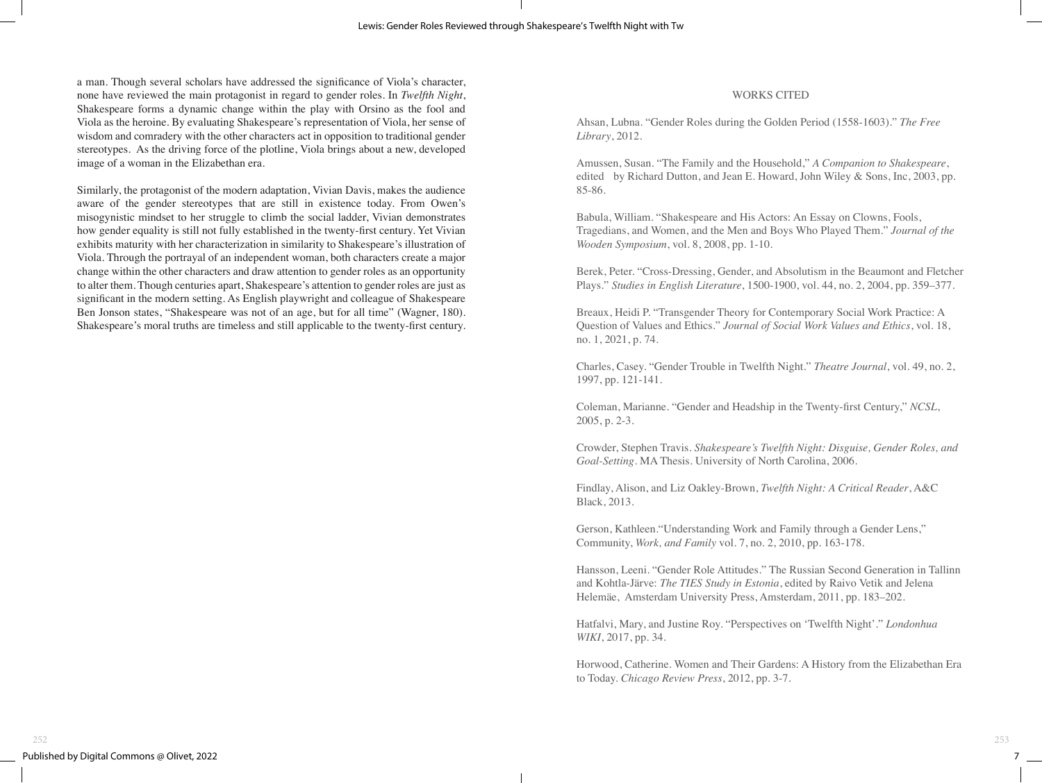a man. Though several scholars have addressed the significance of Viola's character, none have reviewed the main protagonist in regard to gender roles. In *Twelfth Night*, Shakespeare forms a dynamic change within the play with Orsino as the fool and Viola as the heroine. By evaluating Shakespeare's representation of Viola, her sense of wisdom and comradery with the other characters act in opposition to traditional gender stereotypes. As the driving force of the plotline, Viola brings about a new, developed image of a woman in the Elizabethan era.

Similarly, the protagonist of the modern adaptation, Vivian Davis, makes the audience aware of the gender stereotypes that are still in existence today. From Owen's misogynistic mindset to her struggle to climb the social ladder, Vivian demonstrates how gender equality is still not fully established in the twenty-first century. Yet Vivian exhibits maturity with her characterization in similarity to Shakespeare's illustration of Viola. Through the portrayal of an independent woman, both characters create a major change within the other characters and draw attention to gender roles as an opportunity to alter them. Though centuries apart, Shakespeare's attention to gender roles are just as significant in the modern setting. As English playwright and colleague of Shakespeare Ben Jonson states, "Shakespeare was not of an age, but for all time" (Wagner, 180). Shakespeare's moral truths are timeless and still applicable to the twenty-first century.

## WORKS CITED

Ahsan, Lubna. "Gender Roles during the Golden Period (1558-1603)." *The Free Library*, 2012.

Amussen, Susan. "The Family and the Household," *A Companion to Shakespeare*, edited by Richard Dutton, and Jean E. Howard, John Wiley & Sons, Inc, 2003, pp. 85-86.

Babula, William. "Shakespeare and His Actors: An Essay on Clowns, Fools, Tragedians, and Women, and the Men and Boys Who Played Them." *Journal of the Wooden Symposium*, vol. 8, 2008, pp. 1-10.

Berek, Peter. "Cross-Dressing, Gender, and Absolutism in the Beaumont and Fletcher Plays." *Studies in English Literature*, 1500-1900, vol. 44, no. 2, 2004, pp. 359–377.

Breaux, Heidi P. "Transgender Theory for Contemporary Social Work Practice: A Question of Values and Ethics." *Journal of Social Work Values and Ethics*, vol. 18, no. 1, 2021, p. 74.

Charles, Casey. "Gender Trouble in Twelfth Night." *Theatre Journal*, vol. 49, no. 2, 1997, pp. 121-141.

Coleman, Marianne. "Gender and Headship in the Twenty-first Century," *NCSL*, 2005, p. 2-3.

Crowder, Stephen Travis. *Shakespeare's Twelfth Night: Disguise, Gender Roles, and Goal-Setting*. MA Thesis. University of North Carolina, 2006.

Findlay, Alison, and Liz Oakley-Brown, *Twelfth Night: A Critical Reader*, A&C Black, 2013.

Gerson, Kathleen."Understanding Work and Family through a Gender Lens," Community, *Work, and Family* vol. 7, no. 2, 2010, pp. 163-178.

Hansson, Leeni. "Gender Role Attitudes." The Russian Second Generation in Tallinn and Kohtla-Järve: *The TIES Study in Estonia*, edited by Raivo Vetik and Jelena Helemäe, Amsterdam University Press, Amsterdam, 2011, pp. 183–202.

Hatfalvi, Mary, and Justine Roy. "Perspectives on 'Twelfth Night'." *Londonhua WIKI*, 2017, pp. 34.

Horwood, Catherine. Women and Their Gardens: A History from the Elizabethan Era to Today. *Chicago Review Press*, 2012, pp. 3-7.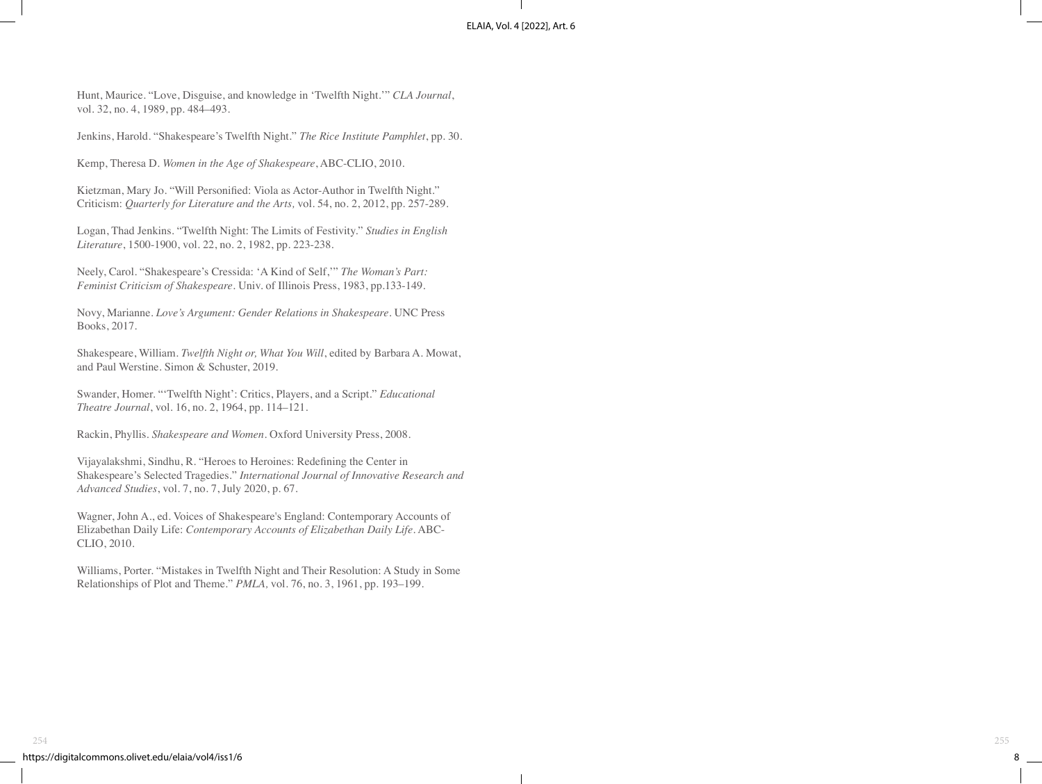Hunt, Maurice. "Love, Disguise, and knowledge in 'Twelfth Night.'" *CLA Journal*, vol. 32, no. 4, 1989, pp. 484–493.

Jenkins, Harold. "Shakespeare's Twelfth Night." *The Rice Institute Pamphlet*, pp. 30.

Kemp, Theresa D. *Women in the Age of Shakespeare*, ABC-CLIO, 2010.

Kietzman, Mary Jo. "Will Personified: Viola as Actor-Author in Twelfth Night." Criticism: *Quarterly for Literature and the Arts,* vol. 54, no. 2, 2012, pp. 257-289.

Logan, Thad Jenkins. "Twelfth Night: The Limits of Festivity." *Studies in English Literature*, 1500-1900, vol. 22, no. 2, 1982, pp. 223-238.

Neely, Carol. "Shakespeare's Cressida: 'A Kind of Self,'" *The Woman's Part: Feminist Criticism of Shakespeare*. Univ. of Illinois Press, 1983, pp.133-149.

Novy, Marianne. *Love's Argument: Gender Relations in Shakespeare*. UNC Press Books, 2017.

Shakespeare, William. *Twelfth Night or, What You Will*, edited by Barbara A. Mowat, and Paul Werstine. Simon & Schuster, 2019.

Swander, Homer. "'Twelfth Night': Critics, Players, and a Script." *Educational Theatre Journal*, vol. 16, no. 2, 1964, pp. 114–121.

Rackin, Phyllis. *Shakespeare and Women*. Oxford University Press, 2008.

Vijayalakshmi, Sindhu, R. "Heroes to Heroines: Redefining the Center in Shakespeare's Selected Tragedies." *International Journal of Innovative Research and Advanced Studies*, vol. 7, no. 7, July 2020, p. 67.

Wagner, John A., ed. Voices of Shakespeare's England: Contemporary Accounts of Elizabethan Daily Life: *Contemporary Accounts of Elizabethan Daily Life*. ABC-CLIO, 2010.

Williams, Porter. "Mistakes in Twelfth Night and Their Resolution: A Study in Some Relationships of Plot and Theme." *PMLA,* vol. 76, no. 3, 1961, pp. 193–199.